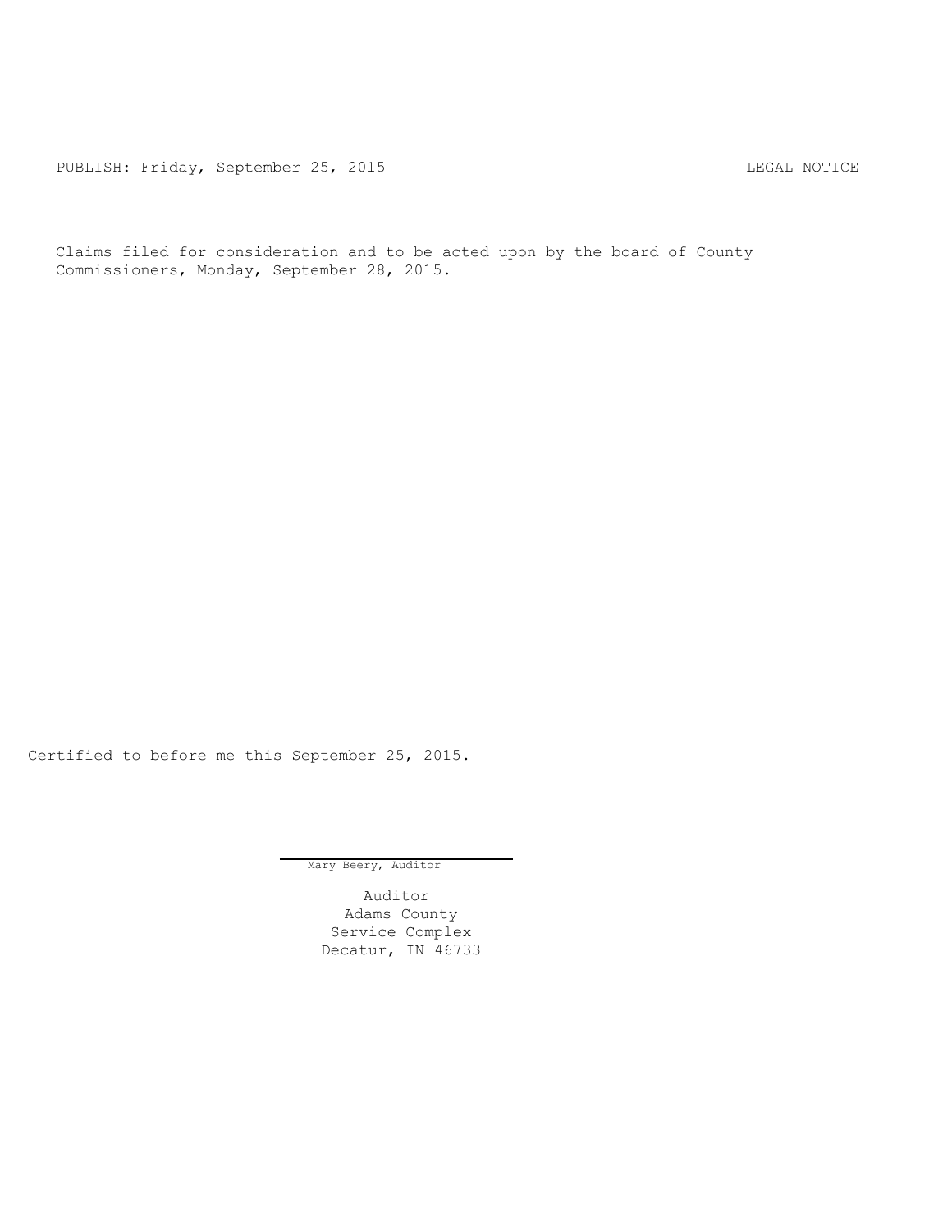PUBLISH: Friday, September 25, 2015 LEGAL NOTICE

Claims filed for consideration and to be acted upon by the board of County Commissioners, Monday, September 28, 2015.

Certified to before me this September 25, 2015.

Mary Beery, Auditor

Auditor
Adams County
Service Complex
Decatur, IN 46733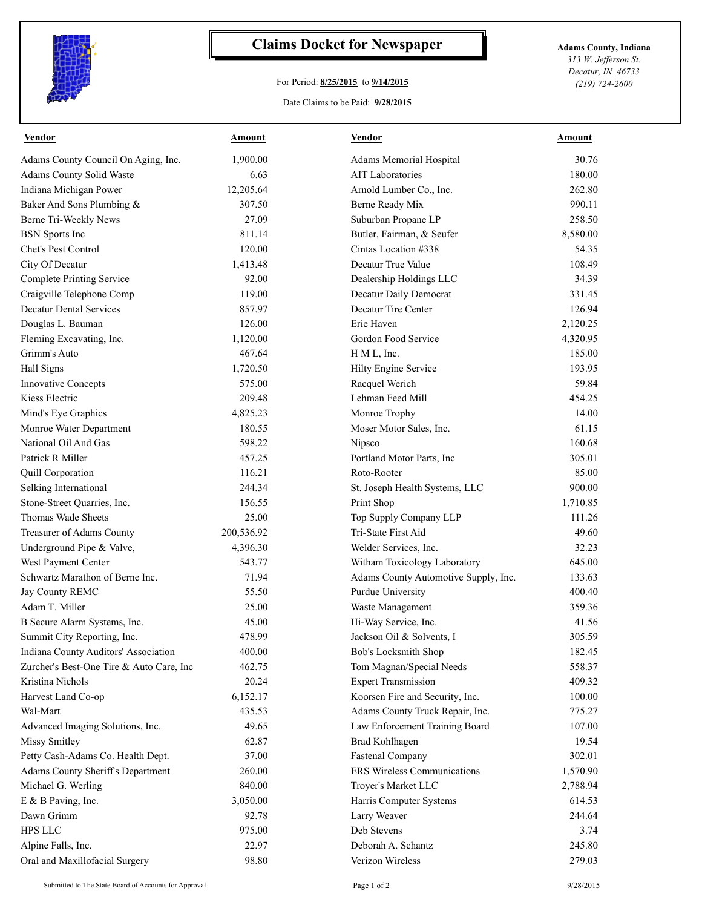# Claims Docket for Newspaper

For Period: **8/25/2015** to **9/14/2015**

Date Claims to be Paid: **9/28/2015**

**Adams County, Indiana**
*313 W. Jefferson St.*
*Decatur, IN 46733*
*(219) 724-2600*

| Vendor | Amount | Vendor | Amount |
|---|---|---|---|
| Adams County Council On Aging, Inc. | 1,900.00 | Adams Memorial Hospital | 30.76 |
| Adams County Solid Waste | 6.63 | AIT Laboratories | 180.00 |
| Indiana Michigan Power | 12,205.64 | Arnold Lumber Co., Inc. | 262.80 |
| Baker And Sons Plumbing & | 307.50 | Berne Ready Mix | 990.11 |
| Berne Tri-Weekly News | 27.09 | Suburban Propane LP | 258.50 |
| BSN Sports Inc | 811.14 | Butler, Fairman, & Seufer | 8,580.00 |
| Chet's Pest Control | 120.00 | Cintas Location #338 | 54.35 |
| City Of Decatur | 1,413.48 | Decatur True Value | 108.49 |
| Complete Printing Service | 92.00 | Dealership Holdings LLC | 34.39 |
| Craigville Telephone Comp | 119.00 | Decatur Daily Democrat | 331.45 |
| Decatur Dental Services | 857.97 | Decatur Tire Center | 126.94 |
| Douglas L. Bauman | 126.00 | Erie Haven | 2,120.25 |
| Fleming Excavating, Inc. | 1,120.00 | Gordon Food Service | 4,320.95 |
| Grimm's Auto | 467.64 | H M L, Inc. | 185.00 |
| Hall Signs | 1,720.50 | Hilty Engine Service | 193.95 |
| Innovative Concepts | 575.00 | Racquel Werich | 59.84 |
| Kiess Electric | 209.48 | Lehman Feed Mill | 454.25 |
| Mind's Eye Graphics | 4,825.23 | Monroe Trophy | 14.00 |
| Monroe Water Department | 180.55 | Moser Motor Sales, Inc. | 61.15 |
| National Oil And Gas | 598.22 | Nipsco | 160.68 |
| Patrick R Miller | 457.25 | Portland Motor Parts, Inc | 305.01 |
| Quill Corporation | 116.21 | Roto-Rooter | 85.00 |
| Selking International | 244.34 | St. Joseph Health Systems, LLC | 900.00 |
| Stone-Street Quarries, Inc. | 156.55 | Print Shop | 1,710.85 |
| Thomas Wade Sheets | 25.00 | Top Supply Company LLP | 111.26 |
| Treasurer of Adams County | 200,536.92 | Tri-State First Aid | 49.60 |
| Underground Pipe & Valve, | 4,396.30 | Welder Services, Inc. | 32.23 |
| West Payment Center | 543.77 | Witham Toxicology Laboratory | 645.00 |
| Schwartz Marathon of Berne Inc. | 71.94 | Adams County Automotive Supply, Inc. | 133.63 |
| Jay County REMC | 55.50 | Purdue University | 400.40 |
| Adam T. Miller | 25.00 | Waste Management | 359.36 |
| B Secure Alarm Systems, Inc. | 45.00 | Hi-Way Service, Inc. | 41.56 |
| Summit City Reporting, Inc. | 478.99 | Jackson Oil & Solvents, I | 305.59 |
| Indiana County Auditors' Association | 400.00 | Bob's Locksmith Shop | 182.45 |
| Zurcher's Best-One Tire & Auto Care, Inc | 462.75 | Tom Magnan/Special Needs | 558.37 |
| Kristina Nichols | 20.24 | Expert Transmission | 409.32 |
| Harvest Land Co-op | 6,152.17 | Koorsen Fire and Security, Inc. | 100.00 |
| Wal-Mart | 435.53 | Adams County Truck Repair, Inc. | 775.27 |
| Advanced Imaging Solutions, Inc. | 49.65 | Law Enforcement Training Board | 107.00 |
| Missy Smitley | 62.87 | Brad Kohlhagen | 19.54 |
| Petty Cash-Adams Co. Health Dept. | 37.00 | Fastenal Company | 302.01 |
| Adams County Sheriff's Department | 260.00 | ERS Wireless Communications | 1,570.90 |
| Michael G. Werling | 840.00 | Troyer's Market LLC | 2,788.94 |
| E & B Paving, Inc. | 3,050.00 | Harris Computer Systems | 614.53 |
| Dawn Grimm | 92.78 | Larry Weaver | 244.64 |
| HPS LLC | 975.00 | Deb Stevens | 3.74 |
| Alpine Falls, Inc. | 22.97 | Deborah A. Schantz | 245.80 |
| Oral and Maxillofacial Surgery | 98.80 | Verizon Wireless | 279.03 |

Submitted to The State Board of Accounts for Approval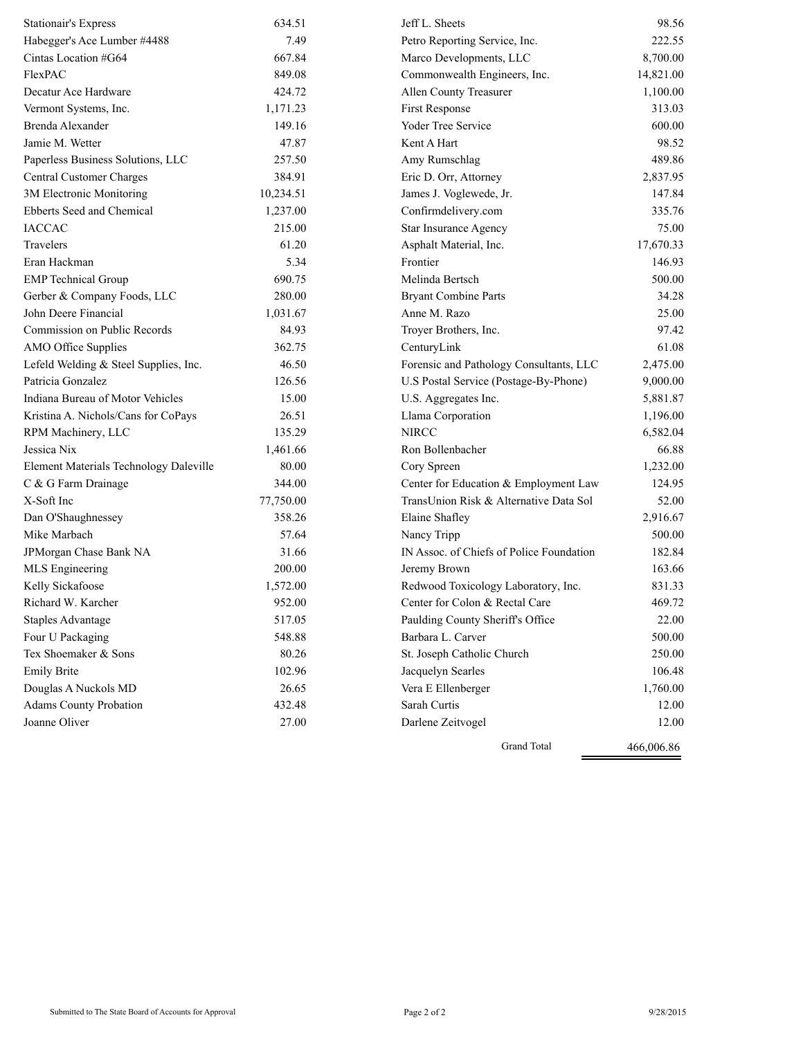| | | | |
|---|---|---|---|
| Stationair's Express | 634.51 | Jeff L. Sheets | 98.56 |
| Habegger's Ace Lumber #4488 | 7.49 | Petro Reporting Service, Inc. | 222.55 |
| Cintas Location #G64 | 667.84 | Marco Developments, LLC | 8,700.00 |
| FlexPAC | 849.08 | Commonwealth Engineers, Inc. | 14,821.00 |
| Decatur Ace Hardware | 424.72 | Allen County Treasurer | 1,100.00 |
| Vermont Systems, Inc. | 1,171.23 | First Response | 313.03 |
| Brenda Alexander | 149.16 | Yoder Tree Service | 600.00 |
| Jamie M. Wetter | 47.87 | Kent A Hart | 98.52 |
| Paperless Business Solutions, LLC | 257.50 | Amy Rumschlag | 489.86 |
| Central Customer Charges | 384.91 | Eric D. Orr, Attorney | 2,837.95 |
| 3M Electronic Monitoring | 10,234.51 | James J. Voglewede, Jr. | 147.84 |
| Ebberts Seed and Chemical | 1,237.00 | Confirmdelivery.com | 335.76 |
| IACCAC | 215.00 | Star Insurance Agency | 75.00 |
| Travelers | 61.20 | Asphalt Material, Inc. | 17,670.33 |
| Eran Hackman | 5.34 | Frontier | 146.93 |
| EMP Technical Group | 690.75 | Melinda Bertsch | 500.00 |
| Gerber & Company Foods, LLC | 280.00 | Bryant Combine Parts | 34.28 |
| John Deere Financial | 1,031.67 | Anne M. Razo | 25.00 |
| Commission on Public Records | 84.93 | Troyer Brothers, Inc. | 97.42 |
| AMO Office Supplies | 362.75 | CenturyLink | 61.08 |
| Lefeld Welding & Steel Supplies, Inc. | 46.50 | Forensic and Pathology Consultants, LLC | 2,475.00 |
| Patricia Gonzalez | 126.56 | U.S Postal Service (Postage-By-Phone) | 9,000.00 |
| Indiana Bureau of Motor Vehicles | 15.00 | U.S. Aggregates Inc. | 5,881.87 |
| Kristina A. Nichols/Cans for CoPays | 26.51 | Llama Corporation | 1,196.00 |
| RPM Machinery, LLC | 135.29 | NIRCC | 6,582.04 |
| Jessica Nix | 1,461.66 | Ron Bollenbacher | 66.88 |
| Element Materials Technology Daleville | 80.00 | Cory Spreen | 1,232.00 |
| C & G Farm Drainage | 344.00 | Center for Education & Employment Law | 124.95 |
| X-Soft Inc | 77,750.00 | TransUnion Risk & Alternative Data Sol | 52.00 |
| Dan O'Shaughnessey | 358.26 | Elaine Shafley | 2,916.67 |
| Mike Marbach | 57.64 | Nancy Tripp | 500.00 |
| JPMorgan Chase Bank NA | 31.66 | IN Assoc. of Chiefs of Police Foundation | 182.84 |
| MLS Engineering | 200.00 | Jeremy Brown | 163.66 |
| Kelly Sickafoose | 1,572.00 | Redwood Toxicology Laboratory, Inc. | 831.33 |
| Richard W. Karcher | 952.00 | Center for Colon & Rectal Care | 469.72 |
| Staples Advantage | 517.05 | Paulding County Sheriff's Office | 22.00 |
| Four U Packaging | 548.88 | Barbara L. Carver | 500.00 |
| Tex Shoemaker & Sons | 80.26 | St. Joseph Catholic Church | 250.00 |
| Emily Brite | 102.96 | Jacquelyn Searles | 106.48 |
| Douglas A Nuckols MD | 26.65 | Vera E Ellenberger | 1,760.00 |
| Adams County Probation | 432.48 | Sarah Curtis | 12.00 |
| Joanne Oliver | 27.00 | Darlene Zeitvogel | 12.00 |
| | | Grand Total | 466,006.86 |

Submitted to The State Board of Accounts for Approval

9/28/2015